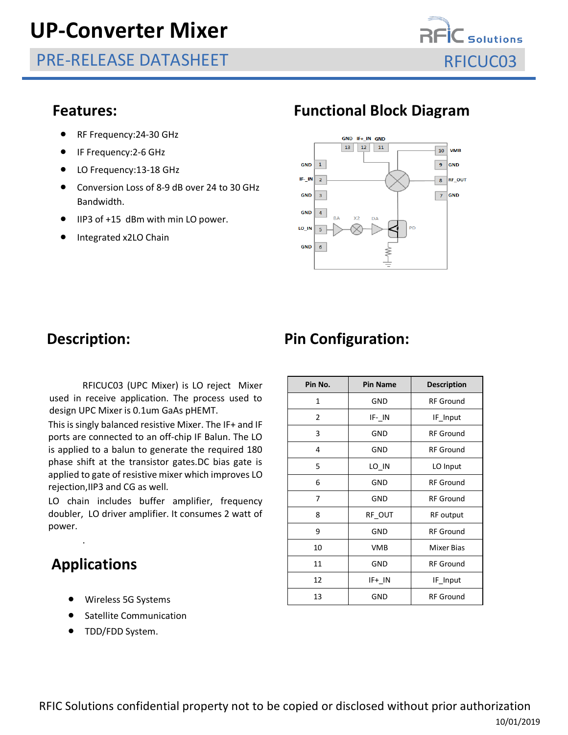# UP-Converter Mixer

## PRE-RELEASE DATASHEET

RFICUC03

## Features:

- RF Frequency:24-30 GHz
- IF Frequency:2-6 GHz
- LO Frequency:13-18 GHz
- Conversion Loss of 8-9 dB over 24 to 30 GHz Bandwidth.
- IIP3 of +15 dBm with min LO power.
- Integrated x2LO Chain

## Functional Block Diagram

## Description:

RFICUC03 (UPC Mixer) is LO reject Mixer used in receive application. The process used to design UPC Mixer is 0.1um GaAs pHEMT.

This is singly balanced resistive Mixer. The IF+ and IF ports are connected to an off-chip IF Balun. The LO is applied to a balun to generate the required 180 phase shift at the transistor gates.DC bias gate is applied to gate of resistive mixer which improves LO rejection,IIP3 and CG as well.

LO chain includes buffer amplifier, frequency doubler, LO driver amplifier. It consumes 2 watt of power.

## Applications

- Wireless 5G Systems
- Satellite Communication
- TDD/FDD System.

## Pin Configuration:

| Pin No. | Pin Name | Description |
|---|---|---|
| 1 | GND | RF Ground |
| 2 | IF-_IN | IF_Input |
| 3 | GND | RF Ground |
| 4 | GND | RF Ground |
| 5 | LO_IN | LO Input |
| 6 | GND | RF Ground |
| 7 | GND | RF Ground |
| 8 | RF_OUT | RF output |
| 9 | GND | RF Ground |
| 10 | VMB | Mixer Bias |
| 11 | GND | RF Ground |
| 12 | IF+_IN | IF_Input |
| 13 | GND | RF Ground |

RFIC Solutions confidential property not to be copied or disclosed without prior authorization

10/01/2019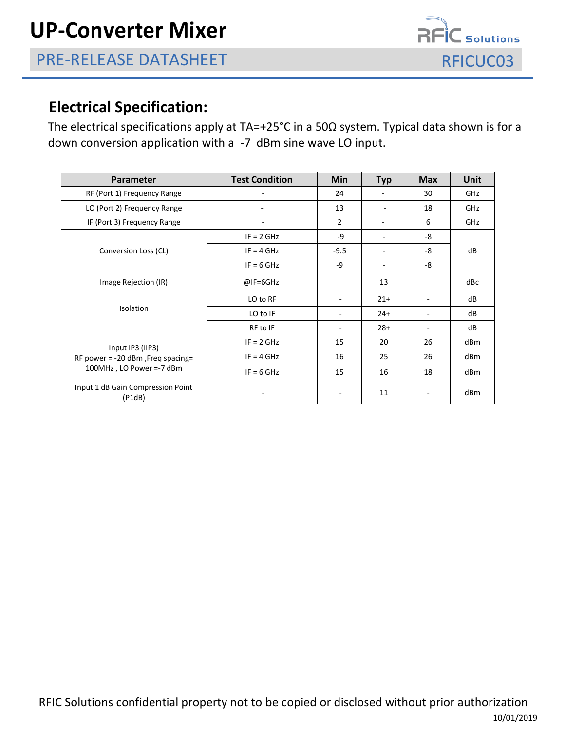## Electrical Specification:

The electrical specifications apply at TA=+25°C in a 50Ω system. Typical data shown is for a down conversion application with a -7 dBm sine wave LO input.

| Parameter | Test Condition | Min | Typ | Max | Unit |
|---|---|---|---|---|---|
| RF (Port 1) Frequency Range | - | 24 | - | 30 | GHz |
| LO (Port 2) Frequency Range | - | 13 | - | 18 | GHz |
| IF (Port 3) Frequency Range | - | 2 | - | 6 | GHz |
| Conversion Loss (CL) | IF = 2 GHz | -9 | - | -8 | dB |
| | IF = 4 GHz | -9.5 | - | -8 | |
| | IF = 6 GHz | -9 | - | -8 | |
| Image Rejection (IR) | @IF=6GHz | | 13 | | dBc |
| Isolation | LO to RF | - | 21+ | - | dB |
| | LO to IF | - | 24+ | - | dB |
| | RF to IF | - | 28+ | - | dB |
| Input IP3 (IIP3) RF power = -20 dBm ,Freq spacing= 100MHz , LO Power =-7 dBm | IF = 2 GHz | 15 | 20 | 26 | dBm |
| | IF = 4 GHz | 16 | 25 | 26 | dBm |
| | IF = 6 GHz | 15 | 16 | 18 | dBm |
| Input 1 dB Gain Compression Point (P1dB) | - | - | 11 | - | dBm |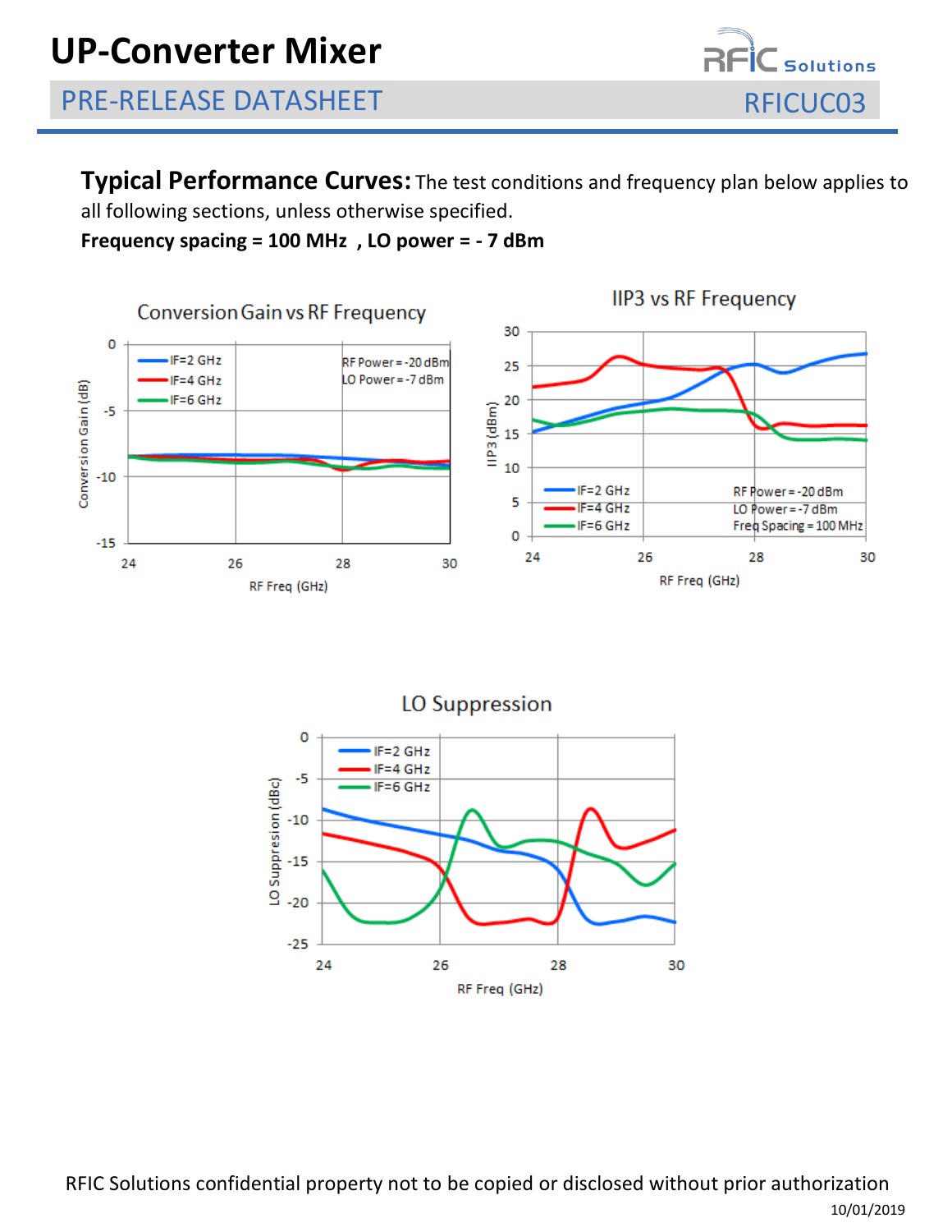**Typical Performance Curves:** The test conditions and frequency plan below applies to all following sections, unless otherwise specified.

**Frequency spacing = 100 MHz , LO power = - 7 dBm**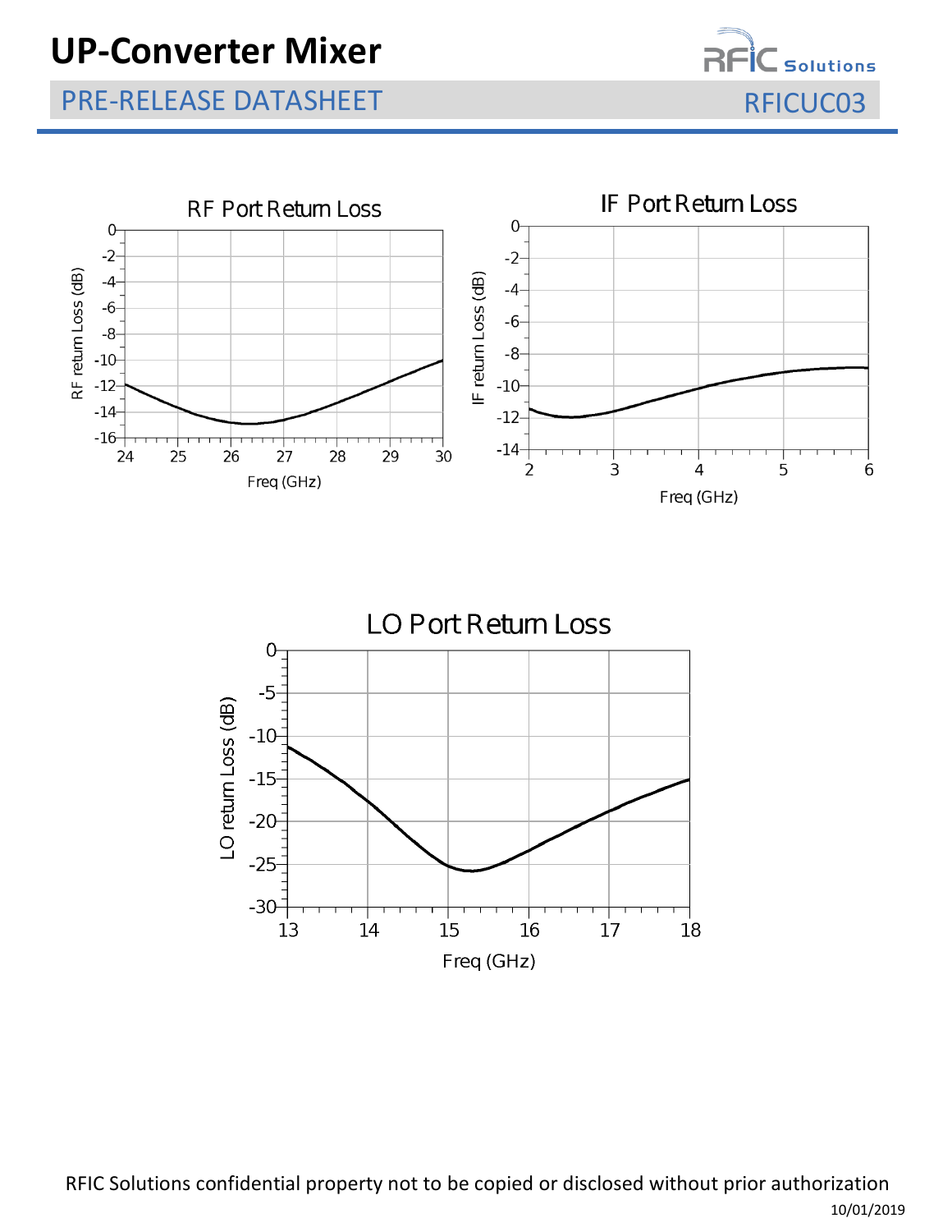RF Port Return Loss

IF Port Return Loss

LO Port Return Loss

RFIC Solutions confidential property not to be copied or disclosed without prior authorization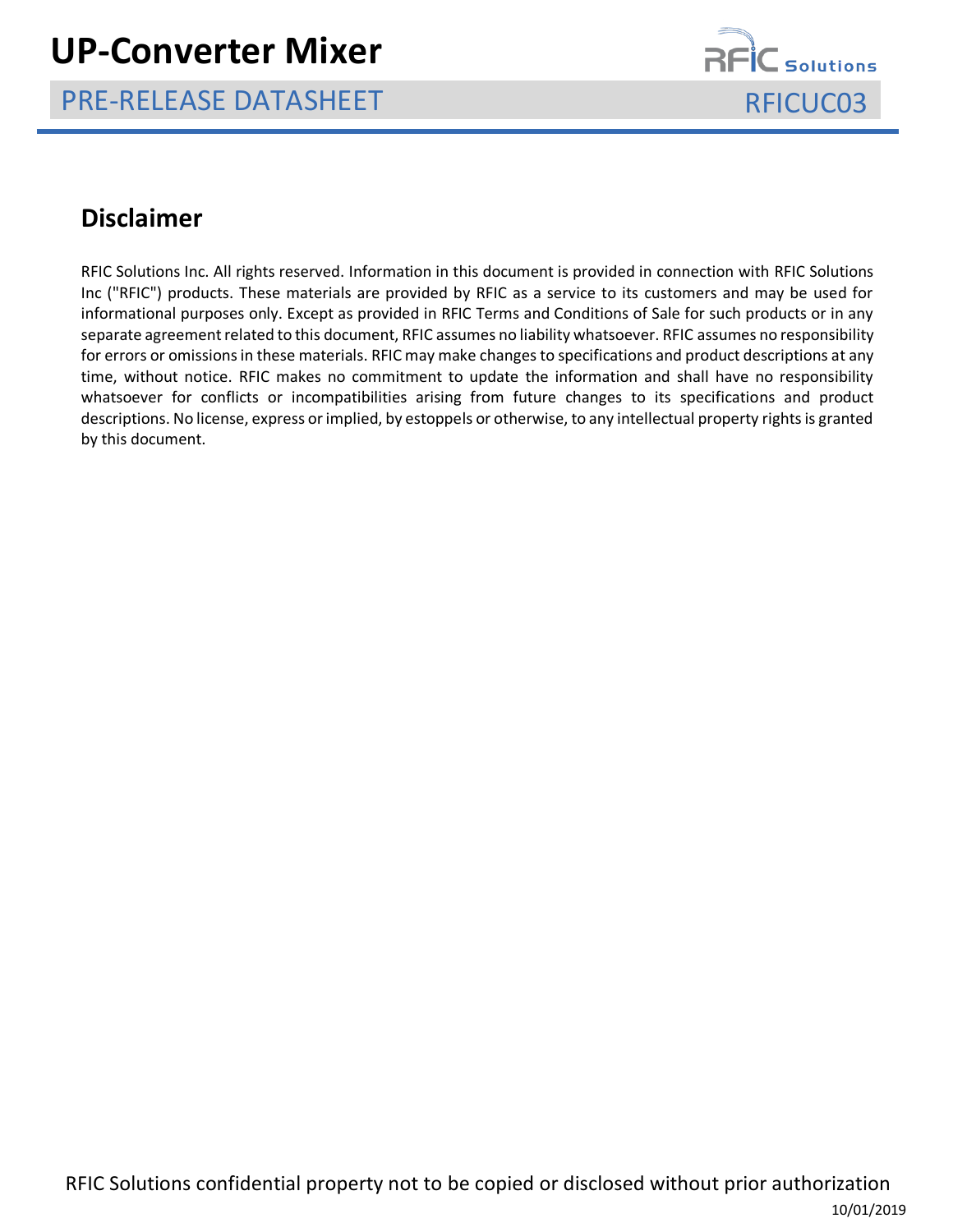## Disclaimer

RFIC Solutions Inc. All rights reserved. Information in this document is provided in connection with RFIC Solutions Inc ("RFIC") products. These materials are provided by RFIC as a service to its customers and may be used for informational purposes only. Except as provided in RFIC Terms and Conditions of Sale for such products or in any separate agreement related to this document, RFIC assumes no liability whatsoever. RFIC assumes no responsibility for errors or omissions in these materials. RFIC may make changes to specifications and product descriptions at any time, without notice. RFIC makes no commitment to update the information and shall have no responsibility whatsoever for conflicts or incompatibilities arising from future changes to its specifications and product descriptions. No license, express or implied, by estoppels or otherwise, to any intellectual property rights is granted by this document.